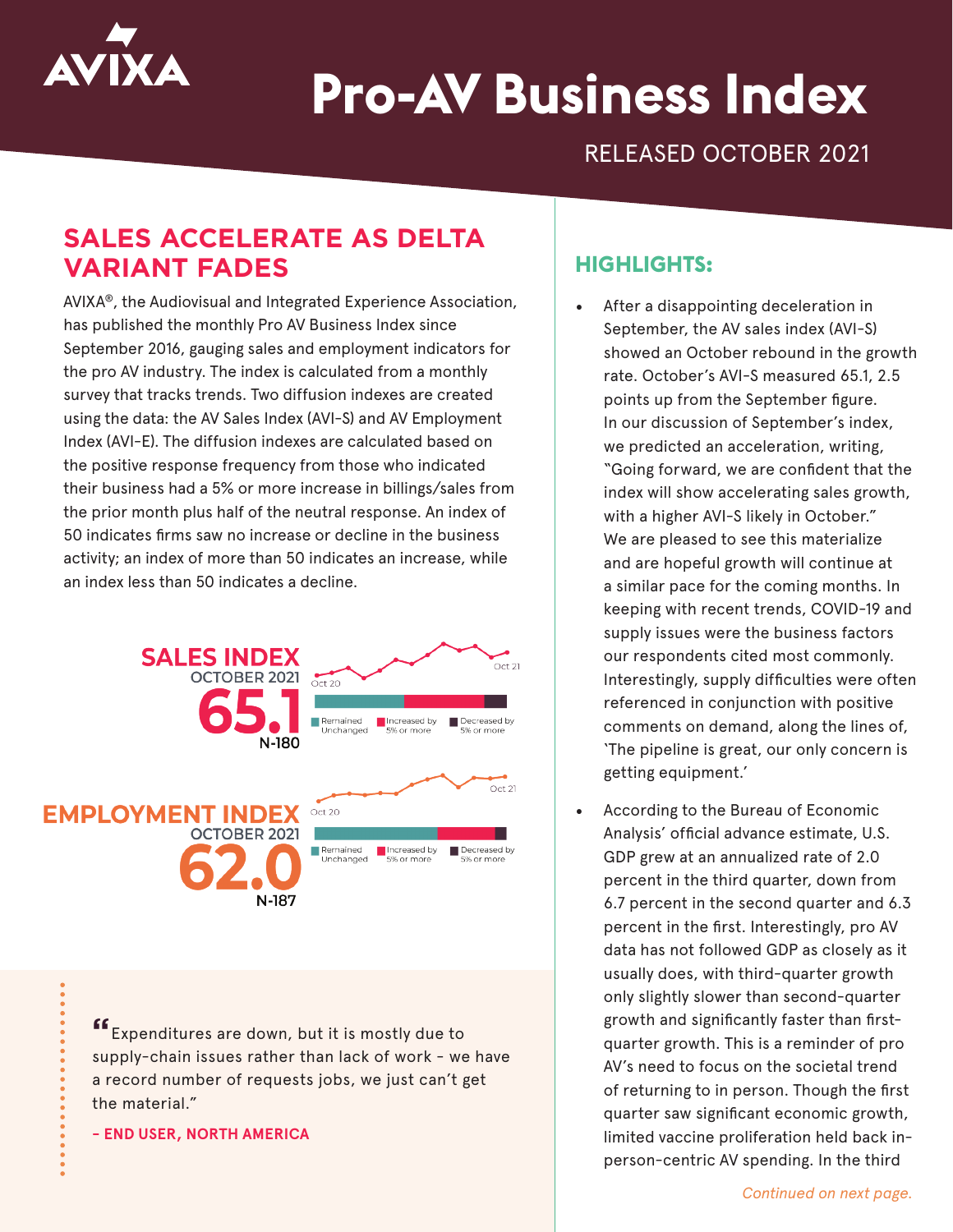# Pro-AV Business Index

RELEASED OCTOBER 2021

## SALES ACCELERATE AS DELTA VARIANT FADES

AVIXA®, the Audiovisual and Integrated Experience Association, has published the monthly Pro AV Business Index since September 2016, gauging sales and employment indicators for the pro AV industry. The index is calculated from a monthly survey that tracks trends. Two diffusion indexes are created using the data: the AV Sales Index (AVI-S) and AV Employment Index (AVI-E). The diffusion indexes are calculated based on the positive response frequency from those who indicated their business had a 5% or more increase in billings/sales from the prior month plus half of the neutral response. An index of 50 indicates firms saw no increase or decline in the business activity; an index of more than 50 indicates an increase, while an index less than 50 indicates a decline.

**SALES INDEX**
OCTOBER 2021
**65.1**
N-180

Oct 20 — Oct 21

Remained Unchanged | Increased by 5% or more | Decreased by 5% or more

**EMPLOYMENT INDEX**
OCTOBER 2021
**62.0**
N-187

Oct 20 — Oct 21

Remained Unchanged | Increased by 5% or more | Decreased by 5% or more

> "Expenditures are down, but it is mostly due to supply-chain issues rather than lack of work - we have a record number of requests jobs, we just can't get the material."
>
> **– END USER, NORTH AMERICA**

## HIGHLIGHTS:

- After a disappointing deceleration in September, the AV sales index (AVI-S) showed an October rebound in the growth rate. October's AVI-S measured 65.1, 2.5 points up from the September figure. In our discussion of September's index, we predicted an acceleration, writing, "Going forward, we are confident that the index will show accelerating sales growth, with a higher AVI-S likely in October." We are pleased to see this materialize and are hopeful growth will continue at a similar pace for the coming months. In keeping with recent trends, COVID-19 and supply issues were the business factors our respondents cited most commonly. Interestingly, supply difficulties were often referenced in conjunction with positive comments on demand, along the lines of, 'The pipeline is great, our only concern is getting equipment.'
- According to the Bureau of Economic Analysis' official advance estimate, U.S. GDP grew at an annualized rate of 2.0 percent in the third quarter, down from 6.7 percent in the second quarter and 6.3 percent in the first. Interestingly, pro AV data has not followed GDP as closely as it usually does, with third-quarter growth only slightly slower than second-quarter growth and significantly faster than first-quarter growth. This is a reminder of pro AV's need to focus on the societal trend of returning to in person. Though the first quarter saw significant economic growth, limited vaccine proliferation held back in-person-centric AV spending. In the third

*Continued on next page.*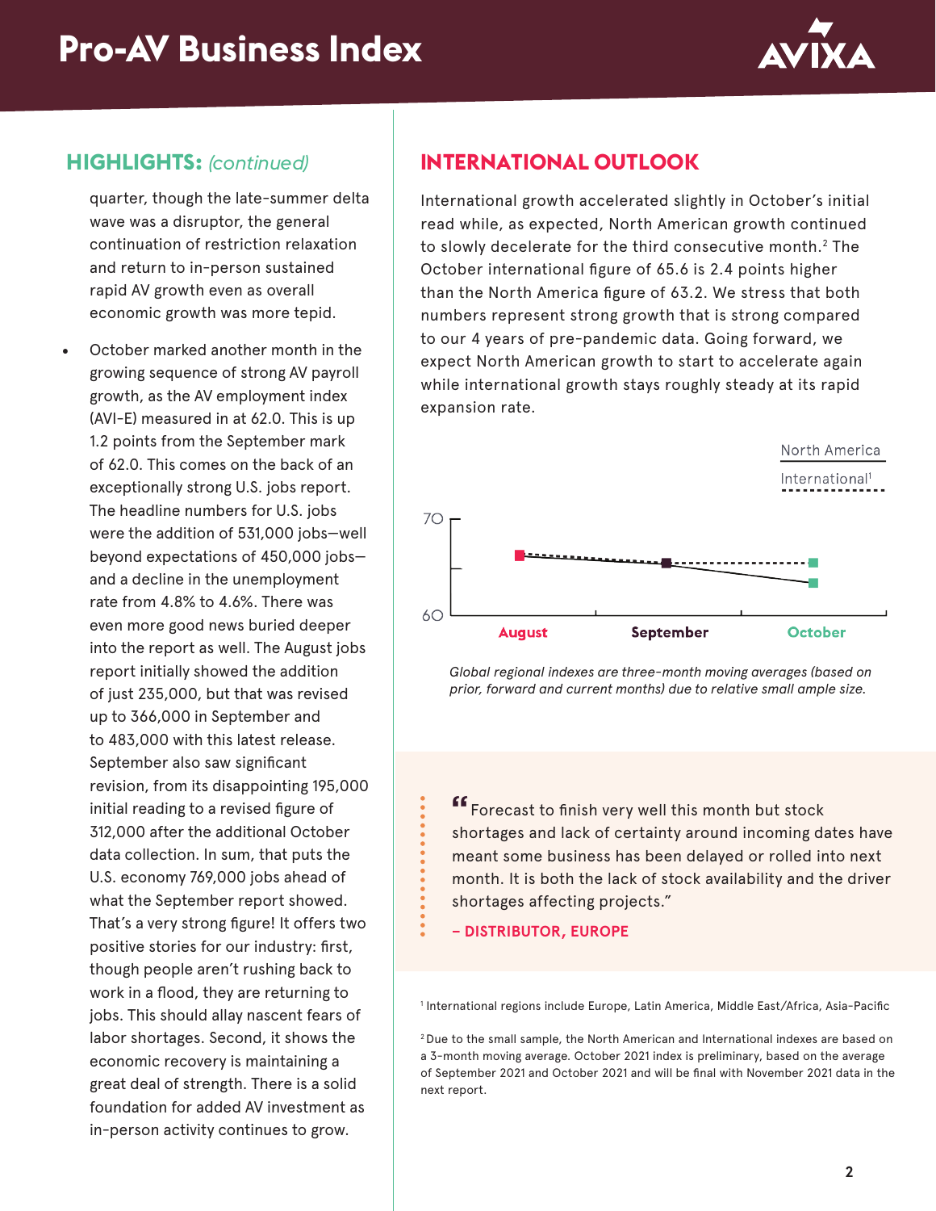## HIGHLIGHTS: *(continued)*

quarter, though the late-summer delta wave was a disruptor, the general continuation of restriction relaxation and return to in-person sustained rapid AV growth even as overall economic growth was more tepid.

- October marked another month in the growing sequence of strong AV payroll growth, as the AV employment index (AVI-E) measured in at 62.0. This is up 1.2 points from the September mark of 62.0. This comes on the back of an exceptionally strong U.S. jobs report. The headline numbers for U.S. jobs were the addition of 531,000 jobs—well beyond expectations of 450,000 jobs—and a decline in the unemployment rate from 4.8% to 4.6%. There was even more good news buried deeper into the report as well. The August jobs report initially showed the addition of just 235,000, but that was revised up to 366,000 in September and to 483,000 with this latest release. September also saw significant revision, from its disappointing 195,000 initial reading to a revised figure of 312,000 after the additional October data collection. In sum, that puts the U.S. economy 769,000 jobs ahead of what the September report showed. That's a very strong figure! It offers two positive stories for our industry: first, though people aren't rushing back to work in a flood, they are returning to jobs. This should allay nascent fears of labor shortages. Second, it shows the economic recovery is maintaining a great deal of strength. There is a solid foundation for added AV investment as in-person activity continues to grow.

## INTERNATIONAL OUTLOOK

International growth accelerated slightly in October's initial read while, as expected, North American growth continued to slowly decelerate for the third consecutive month.[2] The October international figure of 65.6 is 2.4 points higher than the North America figure of 63.2. We stress that both numbers represent strong growth that is strong compared to our 4 years of pre-pandemic data. Going forward, we expect North American growth to start to accelerate again while international growth stays roughly steady at its rapid expansion rate.

*Global regional indexes are three-month moving averages (based on prior, forward and current months) due to relative small ample size.*

> "Forecast to finish very well this month but stock shortages and lack of certainty around incoming dates have meant some business has been delayed or rolled into next month. It is both the lack of stock availability and the driver shortages affecting projects."
>
> **– DISTRIBUTOR, EUROPE**

[1] International regions include Europe, Latin America, Middle East/Africa, Asia-Pacific

[2] Due to the small sample, the North American and International indexes are based on a 3-month moving average. October 2021 index is preliminary, based on the average of September 2021 and October 2021 and will be final with November 2021 data in the next report.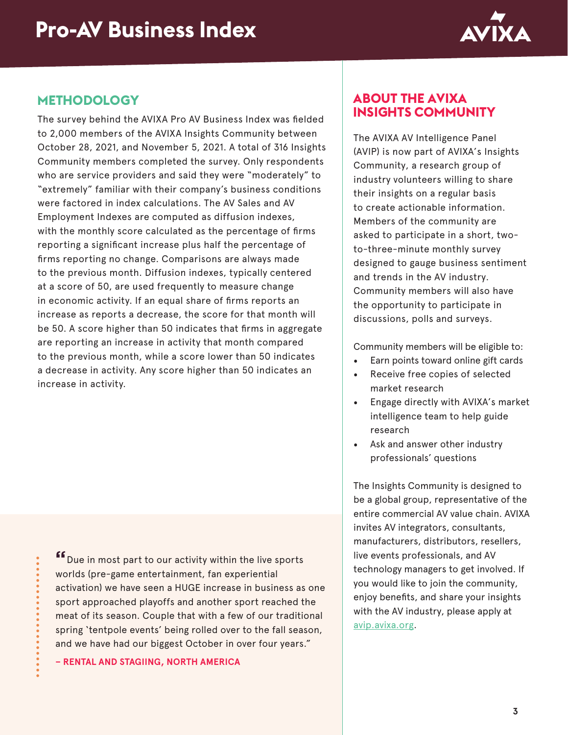# Pro-AV Business Index

## METHODOLOGY

The survey behind the AVIXA Pro AV Business Index was fielded to 2,000 members of the AVIXA Insights Community between October 28, 2021, and November 5, 2021. A total of 316 Insights Community members completed the survey. Only respondents who are service providers and said they were "moderately" to "extremely" familiar with their company's business conditions were factored in index calculations. The AV Sales and AV Employment Indexes are computed as diffusion indexes, with the monthly score calculated as the percentage of firms reporting a significant increase plus half the percentage of firms reporting no change. Comparisons are always made to the previous month. Diffusion indexes, typically centered at a score of 50, are used frequently to measure change in economic activity. If an equal share of firms reports an increase as reports a decrease, the score for that month will be 50. A score higher than 50 indicates that firms in aggregate are reporting an increase in activity that month compared to the previous month, while a score lower than 50 indicates a decrease in activity. Any score higher than 50 indicates an increase in activity.

> "Due in most part to our activity within the live sports worlds (pre-game entertainment, fan experiential activation) we have seen a HUGE increase in business as one sport approached playoffs and another sport reached the meat of its season. Couple that with a few of our traditional spring `tentpole events' being rolled over to the fall season, and we have had our biggest October in over four years."
>
> **– RENTAL AND STAGIING, NORTH AMERICA**

## ABOUT THE AVIXA INSIGHTS COMMUNITY

The AVIXA AV Intelligence Panel (AVIP) is now part of AVIXA's Insights Community, a research group of industry volunteers willing to share their insights on a regular basis to create actionable information. Members of the community are asked to participate in a short, two-to-three-minute monthly survey designed to gauge business sentiment and trends in the AV industry. Community members will also have the opportunity to participate in discussions, polls and surveys.

Community members will be eligible to:

- Earn points toward online gift cards
- Receive free copies of selected market research
- Engage directly with AVIXA's market intelligence team to help guide research
- Ask and answer other industry professionals' questions

The Insights Community is designed to be a global group, representative of the entire commercial AV value chain. AVIXA invites AV integrators, consultants, manufacturers, distributors, resellers, live events professionals, and AV technology managers to get involved. If you would like to join the community, enjoy benefits, and share your insights with the AV industry, please apply at [avip.avixa.org](avip.avixa.org).